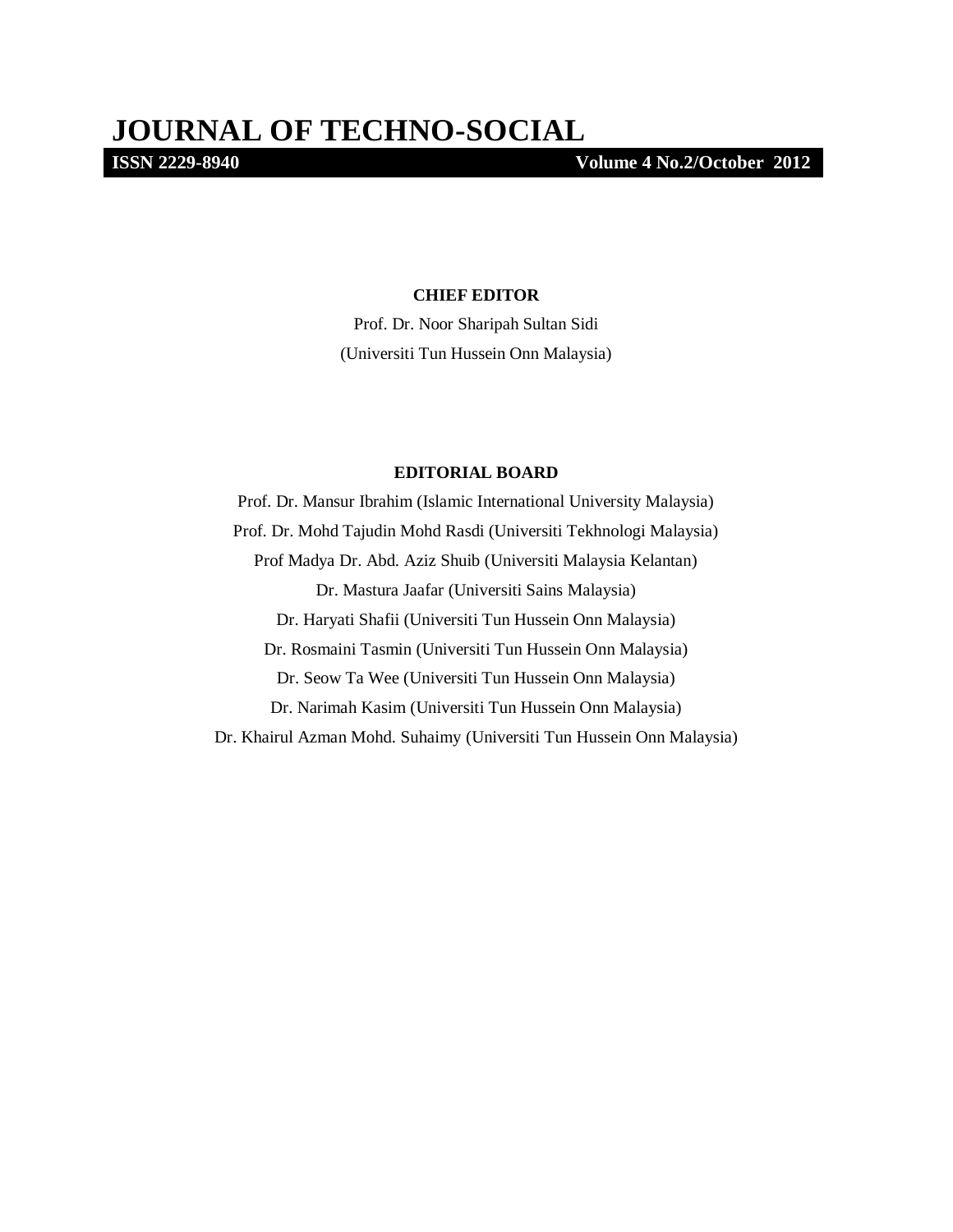# JOURNAL OF TECHNO-SOCIAL

**ISSN 2229-8940** **Volume 4 No.2/October 2012**

**CHIEF EDITOR**

Prof. Dr. Noor Sharipah Sultan Sidi

(Universiti Tun Hussein Onn Malaysia)

**EDITORIAL BOARD**

Prof. Dr. Mansur Ibrahim (Islamic International University Malaysia)

Prof. Dr. Mohd Tajudin Mohd Rasdi (Universiti Tekhnologi Malaysia)

Prof Madya Dr. Abd. Aziz Shuib (Universiti Malaysia Kelantan)

Dr. Mastura Jaafar (Universiti Sains Malaysia)

Dr. Haryati Shafii (Universiti Tun Hussein Onn Malaysia)

Dr. Rosmaini Tasmin (Universiti Tun Hussein Onn Malaysia)

Dr. Seow Ta Wee (Universiti Tun Hussein Onn Malaysia)

Dr. Narimah Kasim (Universiti Tun Hussein Onn Malaysia)

Dr. Khairul Azman Mohd. Suhaimy (Universiti Tun Hussein Onn Malaysia)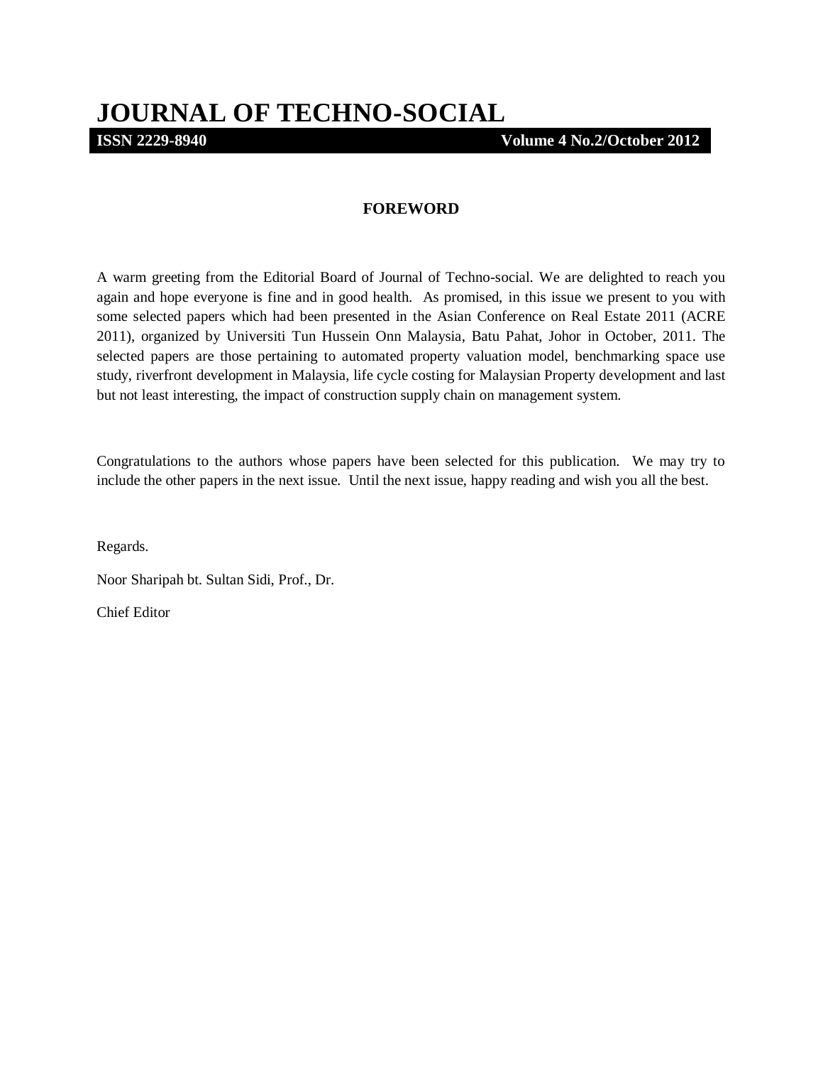## FOREWORD

A warm greeting from the Editorial Board of Journal of Techno-social. We are delighted to reach you again and hope everyone is fine and in good health. As promised, in this issue we present to you with some selected papers which had been presented in the Asian Conference on Real Estate 2011 (ACRE 2011), organized by Universiti Tun Hussein Onn Malaysia, Batu Pahat, Johor in October, 2011. The selected papers are those pertaining to automated property valuation model, benchmarking space use study, riverfront development in Malaysia, life cycle costing for Malaysian Property development and last but not least interesting, the impact of construction supply chain on management system.

Congratulations to the authors whose papers have been selected for this publication. We may try to include the other papers in the next issue. Until the next issue, happy reading and wish you all the best.

Regards.

Noor Sharipah bt. Sultan Sidi, Prof., Dr.

Chief Editor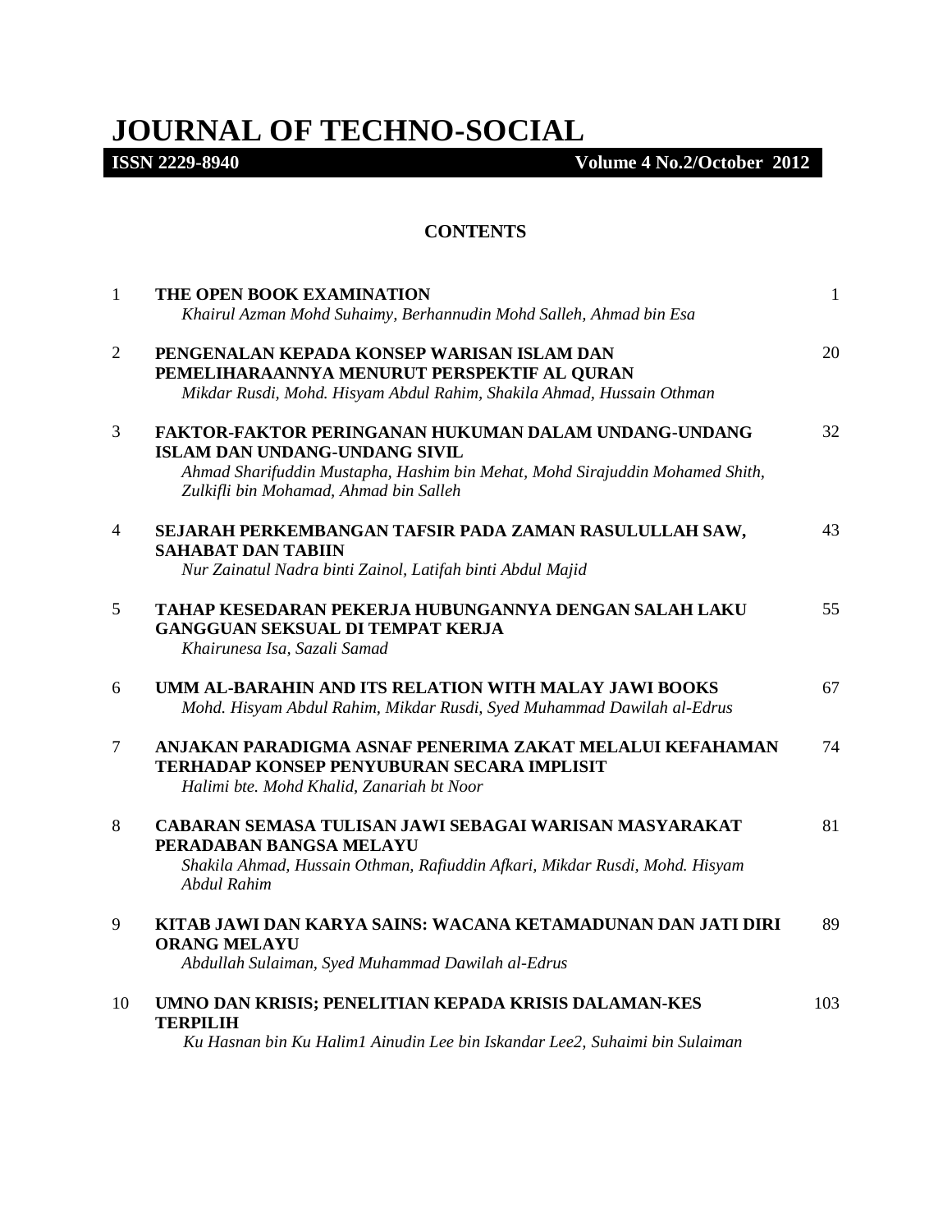# JOURNAL OF TECHNO-SOCIAL

**ISSN 2229-8940** **Volume 4 No.2/October 2012**

## CONTENTS

| | | |
|---|---|---|
| 1 | **THE OPEN BOOK EXAMINATION**<br>*Khairul Azman Mohd Suhaimy, Berhannudin Mohd Salleh, Ahmad bin Esa* | 1 |
| 2 | **PENGENALAN KEPADA KONSEP WARISAN ISLAM DAN PEMELIHARAANNYA MENURUT PERSPEKTIF AL QURAN**<br>*Mikdar Rusdi, Mohd. Hisyam Abdul Rahim, Shakila Ahmad, Hussain Othman* | 20 |
| 3 | **FAKTOR-FAKTOR PERINGANAN HUKUMAN DALAM UNDANG-UNDANG ISLAM DAN UNDANG-UNDANG SIVIL**<br>*Ahmad Sharifuddin Mustapha, Hashim bin Mehat, Mohd Sirajuddin Mohamed Shith, Zulkifli bin Mohamad, Ahmad bin Salleh* | 32 |
| 4 | **SEJARAH PERKEMBANGAN TAFSIR PADA ZAMAN RASULULLAH SAW, SAHABAT DAN TABIIN**<br>*Nur Zainatul Nadra binti Zainol, Latifah binti Abdul Majid* | 43 |
| 5 | **TAHAP KESEDARAN PEKERJA HUBUNGANNYA DENGAN SALAH LAKU GANGGUAN SEKSUAL DI TEMPAT KERJA**<br>*Khairunesa Isa, Sazali Samad* | 55 |
| 6 | **UMM AL-BARAHIN AND ITS RELATION WITH MALAY JAWI BOOKS**<br>*Mohd. Hisyam Abdul Rahim, Mikdar Rusdi, Syed Muhammad Dawilah al-Edrus* | 67 |
| 7 | **ANJAKAN PARADIGMA ASNAF PENERIMA ZAKAT MELALUI KEFAHAMAN TERHADAP KONSEP PENYUBURAN SECARA IMPLISIT**<br>*Halimi bte. Mohd Khalid, Zanariah bt Noor* | 74 |
| 8 | **CABARAN SEMASA TULISAN JAWI SEBAGAI WARISAN MASYARAKAT PERADABAN BANGSA MELAYU**<br>*Shakila Ahmad, Hussain Othman, Rafiuddin Afkari, Mikdar Rusdi, Mohd. Hisyam Abdul Rahim* | 81 |
| 9 | **KITAB JAWI DAN KARYA SAINS: WACANA KETAMADUNAN DAN JATI DIRI ORANG MELAYU**<br>*Abdullah Sulaiman, Syed Muhammad Dawilah al-Edrus* | 89 |
| 10 | **UMNO DAN KRISIS; PENELITIAN KEPADA KRISIS DALAMAN-KES TERPILIH**<br>*Ku Hasnan bin Ku Halim1 Ainudin Lee bin Iskandar Lee2, Suhaimi bin Sulaiman* | 103 |